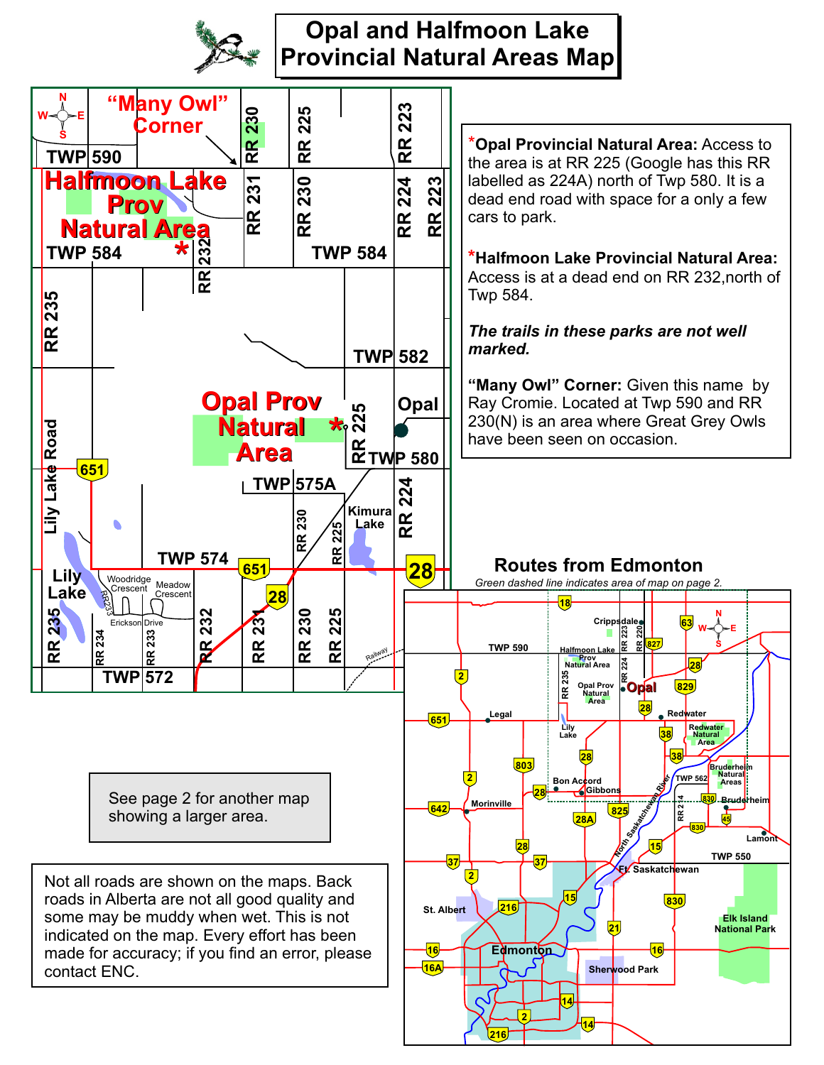# Opal and Halfmoon Lake Provincial Natural Areas Map

*Opal Provincial Natural Area:** Access to the area is at RR 225 (Google has this RR labelled as 224A) north of Twp 580. It is a dead end road with space for a only a few cars to park.

*Halfmoon Lake Provincial Natural Area:** Access is at a dead end on RR 232,north of Twp 584.

***The trails in these parks are not well marked.***

**"Many Owl" Corner:** Given this name by Ray Cromie. Located at Twp 590 and RR 230(N) is an area where Great Grey Owls have been seen on occasion.

## Routes from Edmonton

Green dashed line indicates area of map on page 2.

See page 2 for another map showing a larger area.

Not all roads are shown on the maps. Back roads in Alberta are not all good quality and some may be muddy when wet. This is not indicated on the map. Every effort has been made for accuracy; if you find an error, please contact ENC.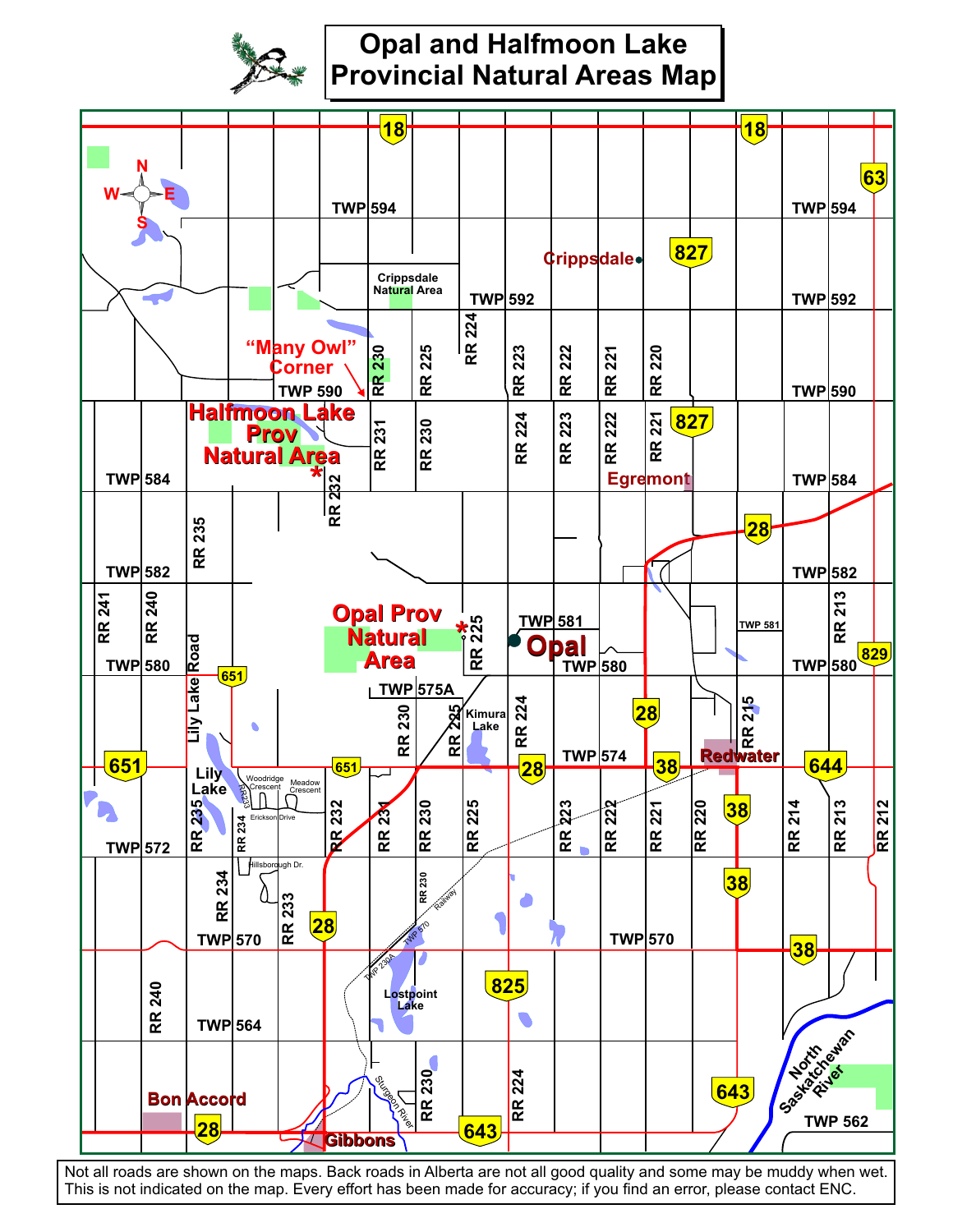# Opal and Halfmoon Lake Provincial Natural Areas Map

18
18
63
N
W
E
S
TWP 594
TWP 594
827
Crippsdale
Crippsdale Natural Area
TWP 592
TWP 592
RR 224
"Many Owl" Corner
RR 230
RR 225
RR 223
RR 222
RR 221
RR 220
TWP 590
TWP 590
Halfmoon Lake Prov Natural Area
RR 231
RR 230
RR 224
RR 223
RR 222
RR 221
827
TWP 584
Egremont
TWP 584
RR 232
RR 235
28
TWP 582
TWP 582
RR 241
RR 240
Opal Prov Natural Area
RR 225
TWP 581
Opal
TWP 581
RR 213
TWP 580
TWP 580
TWP 580
829
Lily Lake Road
651
TWP 575A
RR 230
RR 225
Kimura Lake
RR 224
28
RR 215
TWP 574
38
Redwater
651
651
28
644
Lily Lake
Woodridge Crescent
Meadow Crescent
RR 233
Erickson Drive
38
RR 235
RR 234
RR 232
RR 231
RR 230
RR 225
RR 223
RR 222
RR 221
RR 220
RR 214
RR 213
RR 212
TWP 572
Hillsborough Dr.
RR 230
Railway
38
RR 234
RR 233
28
TWP 570
TWP 570
TWP 570
TWP 230A
38
825
RR 240
TWP 564
Lostpoint Lake
North Saskatchewan River
Sturgeon River
RR 230
RR 224
643
Bon Accord
TWP 562
28
643
Gibbons

Not all roads are shown on the maps. Back roads in Alberta are not all good quality and some may be muddy when wet. This is not indicated on the map. Every effort has been made for accuracy; if you find an error, please contact ENC.